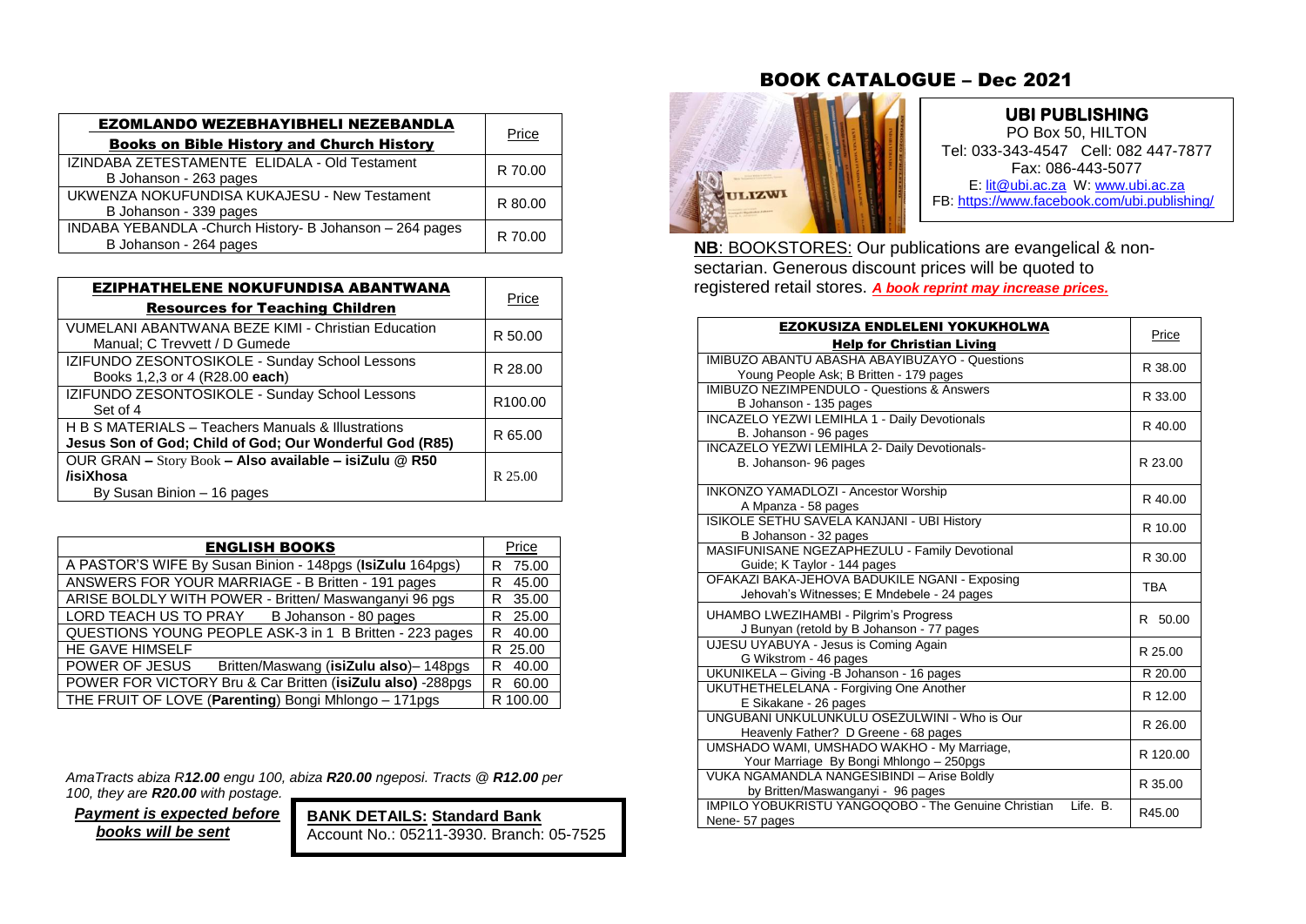| **EZOMLANDO WEZEBHAYIBHELI NEZEBANDLA** **Books on Bible History and Church History** | Price |
|---|---|
| IZINDABA ZETESTAMENTE ELIDALA - Old Testament B Johanson - 263 pages | R 70.00 |
| UKWENZA NOKUFUNDISA KUKAJESU - New Testament B Johanson - 339 pages | R 80.00 |
| INDABA YEBANDLA -Church History- B Johanson – 264 pages B Johanson - 264 pages | R 70.00 |

| **EZIPHATHELENE NOKUFUNDISA ABANTWANA** **Resources for Teaching Children** | Price |
|---|---|
| VUMELANI ABANTWANA BEZE KIMI - Christian Education Manual; C Trevvett / D Gumede | R 50.00 |
| IZIFUNDO ZESONTOSIKOLE - Sunday School Lessons Books 1,2,3 or 4 (R28.00 **each**) | R 28.00 |
| IZIFUNDO ZESONTOSIKOLE - Sunday School Lessons Set of 4 | R100.00 |
| H B S MATERIALS – Teachers Manuals & Illustrations **Jesus Son of God; Child of God; Our Wonderful God (R85)** | R 65.00 |
| OUR GRAN – Story Book **– Also available – isiZulu @ R50 /isiXhosa** By Susan Binion – 16 pages | R 25.00 |

| **ENGLISH BOOKS** | Price |
|---|---|
| A PASTOR'S WIFE By Susan Binion - 148pgs (**IsiZulu** 164pgs) | R 75.00 |
| ANSWERS FOR YOUR MARRIAGE - B Britten - 191 pages | R 45.00 |
| ARISE BOLDLY WITH POWER - Britten/ Maswanganyi 96 pgs | R 35.00 |
| LORD TEACH US TO PRAY B Johanson - 80 pages | R 25.00 |
| QUESTIONS YOUNG PEOPLE ASK-3 in 1 B Britten - 223 pages | R 40.00 |
| HE GAVE HIMSELF | R 25.00 |
| POWER OF JESUS Britten/Maswang (**isiZulu also**)– 148pgs | R 40.00 |
| POWER FOR VICTORY Bru & Car Britten (**isiZulu also**) -288pgs | R 60.00 |
| THE FRUIT OF LOVE (**Parenting**) Bongi Mhlongo – 171pgs | R 100.00 |

*AmaTracts abiza R**12.00** engu 100, abiza **R20.00** ngeposi. Tracts @ **R12.00** per 100, they are **R20.00** with postage.*

***Payment is expected before books will be sent***

**BANK DETAILS: Standard Bank**
Account No.: 05211-3930. Branch: 05-7525

# BOOK CATALOGUE – Dec 2021

## UBI PUBLISHING

PO Box 50, HILTON
Tel: 033-343-4547 Cell: 082 447-7877
Fax: 086-443-5077
E: lit@ubi.ac.za W: www.ubi.ac.za
FB: https://www.facebook.com/ubi.publishing/

**NB**: BOOKSTORES: Our publications are evangelical & non-sectarian. Generous discount prices will be quoted to registered retail stores. ***A book reprint may increase prices.***

| **EZOKUSIZA ENDLELENI YOKUKHOLWA** **Help for Christian Living** | Price |
|---|---|
| IMIBUZO ABANTU ABASHA ABAYIBUZAYO - Questions Young People Ask; B Britten - 179 pages | R 38.00 |
| IMIBUZO NEZIMPENDULO - Questions & Answers B Johanson - 135 pages | R 33.00 |
| INCAZELO YEZWI LEMIHLA 1 - Daily Devotionals B. Johanson - 96 pages | R 40.00 |
| INCAZELO YEZWI LEMIHLA 2- Daily Devotionals- B. Johanson- 96 pages | R 23.00 |
| INKONZO YAMADLOZI - Ancestor Worship A Mpanza - 58 pages | R 40.00 |
| ISIKOLE SETHU SAVELA KANJANI - UBI History B Johanson - 32 pages | R 10.00 |
| MASIFUNISANE NGEZAPHEZULU - Family Devotional Guide; K Taylor - 144 pages | R 30.00 |
| OFAKAZI BAKA-JEHOVA BADUKILE NGANI - Exposing Jehovah's Witnesses; E Mndebele - 24 pages | TBA |
| UHAMBO LWEZIHAMBI - Pilgrim's Progress J Bunyan (retold by B Johanson - 77 pages | R 50.00 |
| UJESU UYABUYA - Jesus is Coming Again G Wikstrom - 46 pages | R 25.00 |
| UKUNIKELA – Giving -B Johanson - 16 pages | R 20.00 |
| UKUTHETHELELANA - Forgiving One Another E Sikakane - 26 pages | R 12.00 |
| UNGUBANI UNKULUNKULU OSEZULWINI - Who is Our Heavenly Father? D Greene - 68 pages | R 26.00 |
| UMSHADO WAMI, UMSHADO WAKHO - My Marriage, Your Marriage By Bongi Mhlongo – 250pgs | R 120.00 |
| VUKA NGAMANDLA NANGESIBINDI – Arise Boldly by Britten/Maswanganyi - 96 pages | R 35.00 |
| IMPILO YOBUKRISTU YANGOQOBO - The Genuine Christian Life. B. Nene- 57 pages | R45.00 |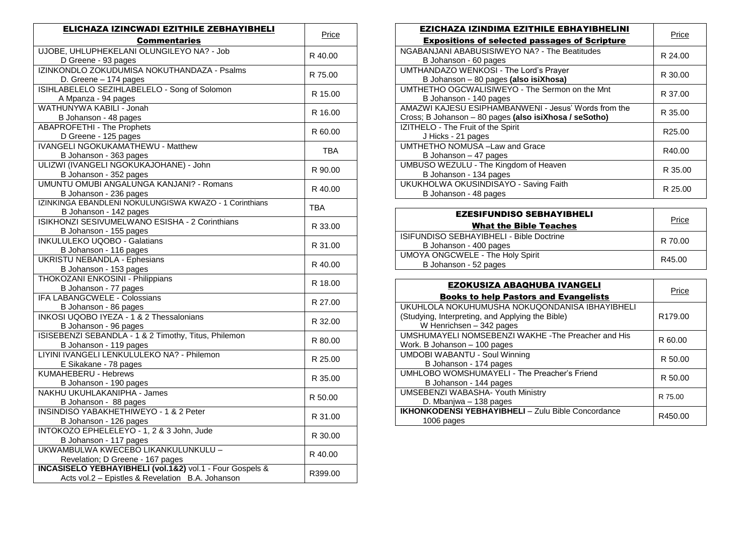| ELICHAZA IZINCWADI EZITHILE ZEBHAYIBHELI **Commentaries** | Price |
|---|---|
| UJOBE, UHLUPHEKELANI OLUNGILEYO NA? - Job<br>D Greene - 93 pages | R 40.00 |
| IZINKONDLO ZOKUDUMISA NOKUTHANDAZA - Psalms<br>D. Greene – 174 pages | R 75.00 |
| ISIHLABELELO SEZIHLABELELO - Song of Solomon<br>A Mpanza - 94 pages | R 15.00 |
| WATHUNYWA KABILI - Jonah<br>B Johanson - 48 pages | R 16.00 |
| ABAPROFETHI - The Prophets<br>D Greene - 125 pages | R 60.00 |
| IVANGELI NGOKUKAMATHEWU - Matthew<br>B Johanson - 363 pages | TBA |
| ULIZWI (IVANGELI NGOKUKAJOHANE) - John<br>B Johanson - 352 pages | R 90.00 |
| UMUNTU OMUBI ANGALUNGA KANJANI? - Romans<br>B Johanson - 236 pages | R 40.00 |
| IZINKINGA EBANDLENI NOKULUNGISWA KWAZO - 1 Corinthians<br>B Johanson - 142 pages | TBA |
| ISIKHONZI SESIVUMELWANO ESISHA - 2 Corinthians<br>B Johanson - 155 pages | R 33.00 |
| INKULULEKO UQOBO - Galatians<br>B Johanson - 116 pages | R 31.00 |
| UKRISTU NEBANDLA - Ephesians<br>B Johanson - 153 pages | R 40.00 |
| THOKOZANI ENKOSINI - Philippians<br>B Johanson - 77 pages | R 18.00 |
| IFA LABANGCWELE - Colossians<br>B Johanson - 86 pages | R 27.00 |
| INKOSI UQOBO IYEZA - 1 & 2 Thessalonians<br>B Johanson - 96 pages | R 32.00 |
| ISISEBENZI SEBANDLA - 1 & 2 Timothy, Titus, Philemon<br>B Johanson - 119 pages | R 80.00 |
| LIYINI IVANGELI LENKULULEKO NA? - Philemon<br>E Sikakane - 78 pages | R 25.00 |
| KUMAHEBERU - Hebrews<br>B Johanson - 190 pages | R 35.00 |
| NAKHU UKUHLAKANIPHA - James<br>B Johanson - 88 pages | R 50.00 |
| INSINDISO YABAKHETHIWEYO - 1 & 2 Peter<br>B Johanson - 126 pages | R 31.00 |
| INTOKOZO EPHELELEYO - 1, 2 & 3 John, Jude<br>B Johanson - 117 pages | R 30.00 |
| UKWAMBULWA KWECEBO LIKANKULUNKULU –<br>Revelation; D Greene - 167 pages | R 40.00 |
| **INCASISELO YEBHAYIBHELI (vol.1&2)** vol.1 - Four Gospels & Acts vol.2 – Epistles & Revelation B.A. Johanson | R399.00 |

| EZICHAZA IZINDIMA EZITHILE EBHAYIBHELINI **Expositions of selected passages of Scripture** | Price |
|---|---|
| NGABANJANI ABABUSISIWEYO NA? - The Beatitudes<br>B Johanson - 60 pages | R 24.00 |
| UMTHANDAZO WENKOSI - The Lord's Prayer<br>B Johanson – 80 pages **(also isiXhosa)** | R 30.00 |
| UMTHETHO OGCWALISIWEYO - The Sermon on the Mnt<br>B Johanson - 140 pages | R 37.00 |
| AMAZWI KAJESU ESIPHAMBANWENI - Jesus' Words from the Cross; B Johanson – 80 pages **(also isiXhosa / seSotho)** | R 35.00 |
| IZITHELO - The Fruit of the Spirit<br>J Hicks - 21 pages | R25.00 |
| UMTHETHO NOMUSA –Law and Grace<br>B Johanson – 47 pages | R40.00 |
| UMBUSO WEZULU - The Kingdom of Heaven<br>B Johanson - 134 pages | R 35.00 |
| UKUKHOLWA OKUSINDISAYO - Saving Faith<br>B Johanson - 48 pages | R 25.00 |

| EZESIFUNDISO SEBHAYIBHELI **What the Bible Teaches** | Price |
|---|---|
| ISIFUNDISO SEBHAYIBHELI - Bible Doctrine<br>B Johanson - 400 pages | R 70.00 |
| UMOYA ONGCWELE - The Holy Spirit<br>B Johanson - 52 pages | R45.00 |

| EZOKUSIZA ABAQHUBA IVANGELI **Books to help Pastors and Evangelists** | Price |
|---|---|
| UKUHLOLA NOKUHUMUSHA NOKUQONDANISA IBHAYIBHELI (Studying, Interpreting, and Applying the Bible)<br>W Henrichsen – 342 pages | R179.00 |
| UMSHUMAYELI NOMSEBENZI WAKHE -The Preacher and His Work. B Johanson – 100 pages | R 60.00 |
| UMDOBI WABANTU - Soul Winning<br>B Johanson - 174 pages | R 50.00 |
| UMHLOBO WOMSHUMAYELI - The Preacher's Friend<br>B Johanson - 144 pages | R 50.00 |
| UMSEBENZI WABASHA- Youth Ministry<br>D. Mbanjwa – 138 pages | R 75.00 |
| **IKHONKODENSI YEBHAYIBHELI** – Zulu Bible Concordance<br>1006 pages | R450.00 |